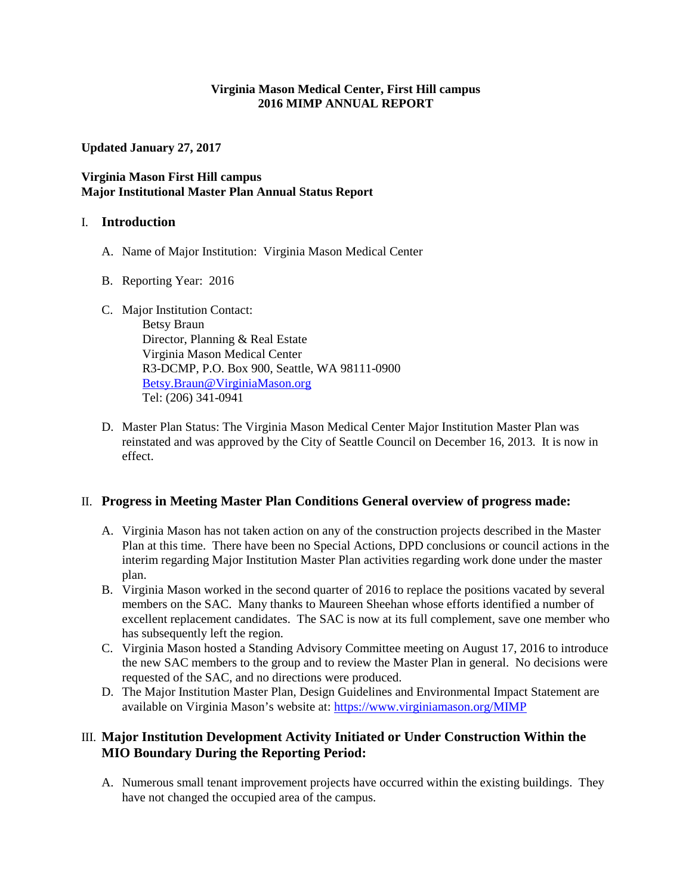**Virginia Mason Medical Center, First Hill campus**
**2016 MIMP ANNUAL REPORT**

**Updated January 27, 2017**

**Virginia Mason First Hill campus**
**Major Institutional Master Plan Annual Status Report**

## I. Introduction

A. Name of Major Institution: Virginia Mason Medical Center

B. Reporting Year: 2016

C. Major Institution Contact:
   Betsy Braun
   Director, Planning & Real Estate
   Virginia Mason Medical Center
   R3-DCMP, P.O. Box 900, Seattle, WA 98111-0900
   Betsy.Braun@VirginiaMason.org
   Tel: (206) 341-0941

D. Master Plan Status: The Virginia Mason Medical Center Major Institution Master Plan was reinstated and was approved by the City of Seattle Council on December 16, 2013. It is now in effect.

## II. Progress in Meeting Master Plan Conditions General overview of progress made:

A. Virginia Mason has not taken action on any of the construction projects described in the Master Plan at this time. There have been no Special Actions, DPD conclusions or council actions in the interim regarding Major Institution Master Plan activities regarding work done under the master plan.

B. Virginia Mason worked in the second quarter of 2016 to replace the positions vacated by several members on the SAC. Many thanks to Maureen Sheehan whose efforts identified a number of excellent replacement candidates. The SAC is now at its full complement, save one member who has subsequently left the region.

C. Virginia Mason hosted a Standing Advisory Committee meeting on August 17, 2016 to introduce the new SAC members to the group and to review the Master Plan in general. No decisions were requested of the SAC, and no directions were produced.

D. The Major Institution Master Plan, Design Guidelines and Environmental Impact Statement are available on Virginia Mason's website at: https://www.virginiamason.org/MIMP

## III. Major Institution Development Activity Initiated or Under Construction Within the MIO Boundary During the Reporting Period:

A. Numerous small tenant improvement projects have occurred within the existing buildings. They have not changed the occupied area of the campus.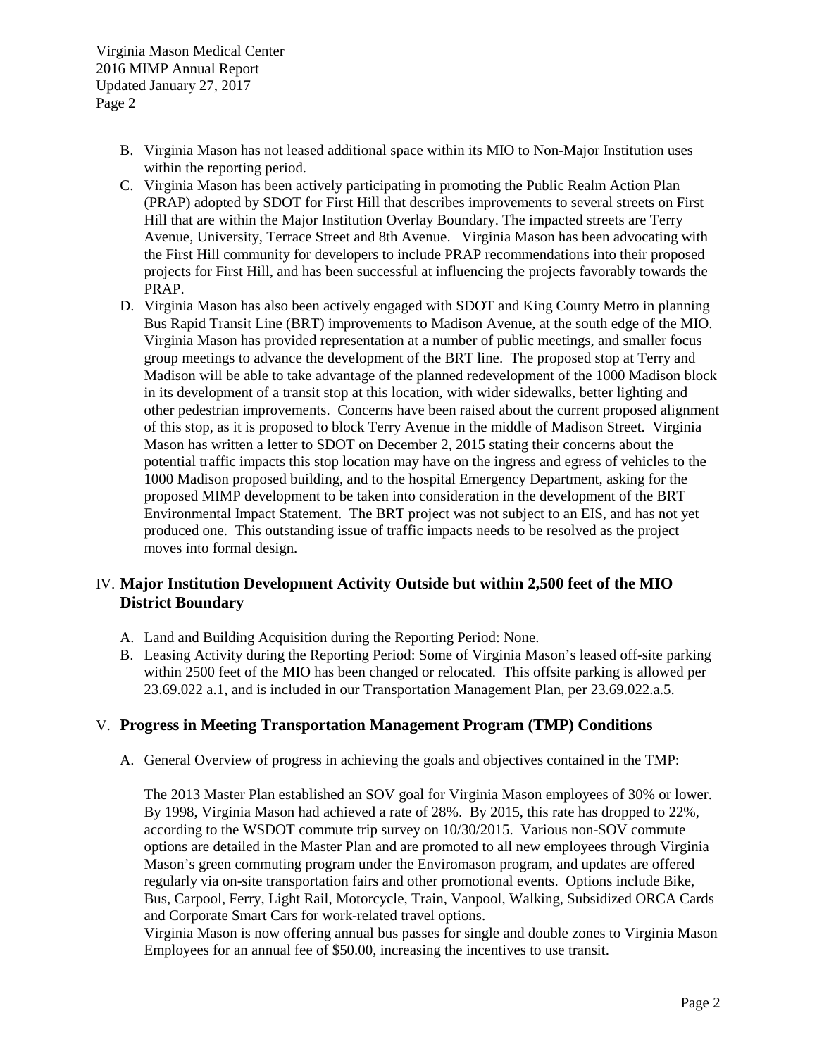B. Virginia Mason has not leased additional space within its MIO to Non-Major Institution uses within the reporting period.

C. Virginia Mason has been actively participating in promoting the Public Realm Action Plan (PRAP) adopted by SDOT for First Hill that describes improvements to several streets on First Hill that are within the Major Institution Overlay Boundary. The impacted streets are Terry Avenue, University, Terrace Street and 8th Avenue. Virginia Mason has been advocating with the First Hill community for developers to include PRAP recommendations into their proposed projects for First Hill, and has been successful at influencing the projects favorably towards the PRAP.

D. Virginia Mason has also been actively engaged with SDOT and King County Metro in planning Bus Rapid Transit Line (BRT) improvements to Madison Avenue, at the south edge of the MIO. Virginia Mason has provided representation at a number of public meetings, and smaller focus group meetings to advance the development of the BRT line. The proposed stop at Terry and Madison will be able to take advantage of the planned redevelopment of the 1000 Madison block in its development of a transit stop at this location, with wider sidewalks, better lighting and other pedestrian improvements. Concerns have been raised about the current proposed alignment of this stop, as it is proposed to block Terry Avenue in the middle of Madison Street. Virginia Mason has written a letter to SDOT on December 2, 2015 stating their concerns about the potential traffic impacts this stop location may have on the ingress and egress of vehicles to the 1000 Madison proposed building, and to the hospital Emergency Department, asking for the proposed MIMP development to be taken into consideration in the development of the BRT Environmental Impact Statement. The BRT project was not subject to an EIS, and has not yet produced one. This outstanding issue of traffic impacts needs to be resolved as the project moves into formal design.

## IV. Major Institution Development Activity Outside but within 2,500 feet of the MIO District Boundary

A. Land and Building Acquisition during the Reporting Period: None.

B. Leasing Activity during the Reporting Period: Some of Virginia Mason's leased off-site parking within 2500 feet of the MIO has been changed or relocated. This offsite parking is allowed per 23.69.022 a.1, and is included in our Transportation Management Plan, per 23.69.022.a.5.

## V. Progress in Meeting Transportation Management Program (TMP) Conditions

A. General Overview of progress in achieving the goals and objectives contained in the TMP:

The 2013 Master Plan established an SOV goal for Virginia Mason employees of 30% or lower. By 1998, Virginia Mason had achieved a rate of 28%. By 2015, this rate has dropped to 22%, according to the WSDOT commute trip survey on 10/30/2015. Various non-SOV commute options are detailed in the Master Plan and are promoted to all new employees through Virginia Mason's green commuting program under the Enviromason program, and updates are offered regularly via on-site transportation fairs and other promotional events. Options include Bike, Bus, Carpool, Ferry, Light Rail, Motorcycle, Train, Vanpool, Walking, Subsidized ORCA Cards and Corporate Smart Cars for work-related travel options.

Virginia Mason is now offering annual bus passes for single and double zones to Virginia Mason Employees for an annual fee of $50.00, increasing the incentives to use transit.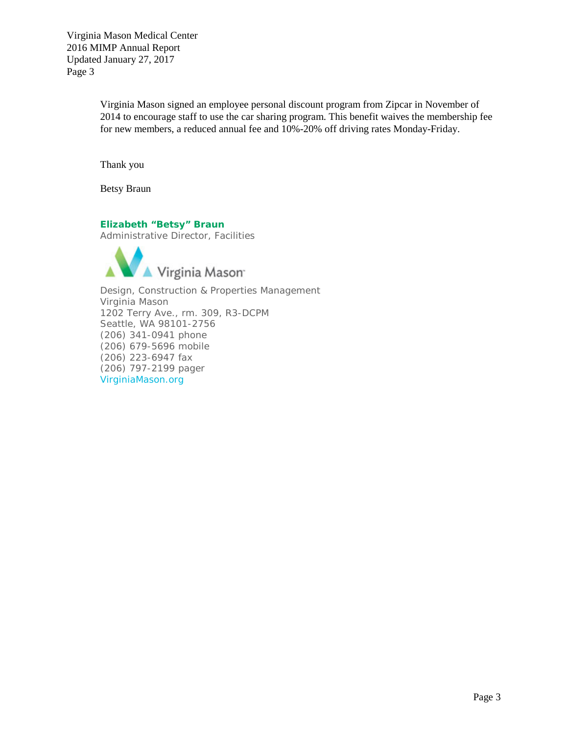Virginia Mason signed an employee personal discount program from Zipcar in November of 2014 to encourage staff to use the car sharing program. This benefit waives the membership fee for new members, a reduced annual fee and 10%-20% off driving rates Monday-Friday.

Thank you

Betsy Braun

**Elizabeth "Betsy" Braun**
Administrative Director, Facilities

Virginia Mason

Design, Construction & Properties Management
Virginia Mason
1202 Terry Ave., rm. 309, R3-DCPM
Seattle, WA 98101-2756
(206) 341-0941 phone
(206) 679-5696 mobile
(206) 223-6947 fax
(206) 797-2199 pager
VirginiaMason.org